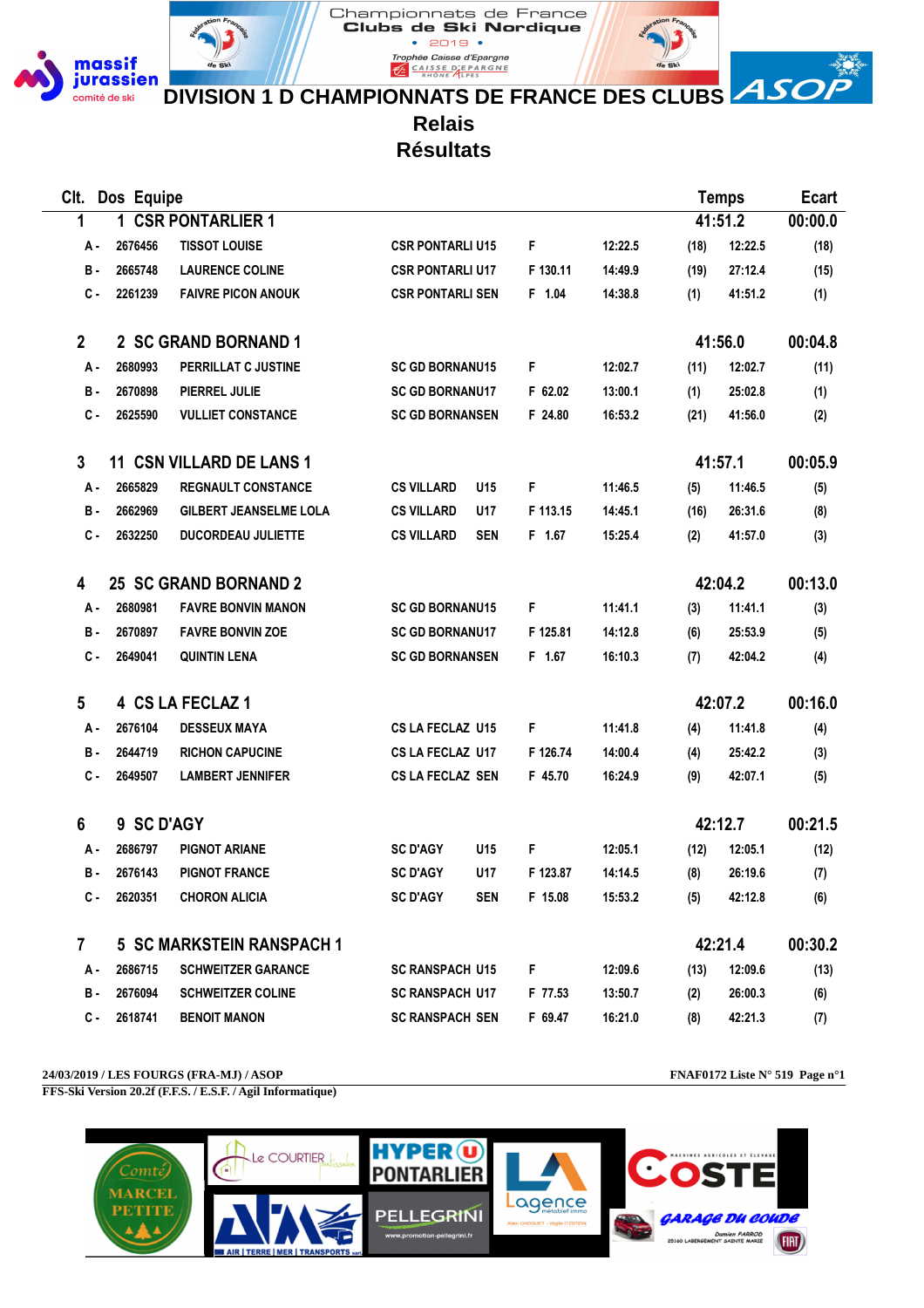# DIVISION 1 D CHAMPIONNATS DE FRANCE DES CLUBS

## Relais

## Résultats

| Clt. | Dos | Equipe | | | | | | Temps | Ecart |
|---|---|---|---|---|---|---|---|---|---|
| 1 | 1 | CSR PONTARLIER 1 | | | | | | 41:51.2 | 00:00.0 |
| A - | 2676456 | TISSOT LOUISE | CSR PONTARLI U15 | F | | 12:22.5 | (18) | 12:22.5 | (18) |
| B - | 2665748 | LAURENCE COLINE | CSR PONTARLI U17 | F 130.11 | | 14:49.9 | (19) | 27:12.4 | (15) |
| C - | 2261239 | FAIVRE PICON ANOUK | CSR PONTARLI SEN | F 1.04 | | 14:38.8 | (1) | 41:51.2 | (1) |
| 2 | 2 | SC GRAND BORNAND 1 | | | | | | 41:56.0 | 00:04.8 |
| A - | 2680993 | PERRILLAT C JUSTINE | SC GD BORNANU15 | F | | 12:02.7 | (11) | 12:02.7 | (11) |
| B - | 2670898 | PIERREL JULIE | SC GD BORNANU17 | F 62.02 | | 13:00.1 | (1) | 25:02.8 | (1) |
| C - | 2625590 | VULLIET CONSTANCE | SC GD BORNANSEN | F 24.80 | | 16:53.2 | (21) | 41:56.0 | (2) |
| 3 | 11 | CSN VILLARD DE LANS 1 | | | | | | 41:57.1 | 00:05.9 |
| A - | 2665829 | REGNAULT CONSTANCE | CS VILLARD U15 | F | | 11:46.5 | (5) | 11:46.5 | (5) |
| B - | 2662969 | GILBERT JEANSELME LOLA | CS VILLARD U17 | F 113.15 | | 14:45.1 | (16) | 26:31.6 | (8) |
| C - | 2632250 | DUCORDEAU JULIETTE | CS VILLARD SEN | F 1.67 | | 15:25.4 | (2) | 41:57.0 | (3) |
| 4 | 25 | SC GRAND BORNAND 2 | | | | | | 42:04.2 | 00:13.0 |
| A - | 2680981 | FAVRE BONVIN MANON | SC GD BORNANU15 | F | | 11:41.1 | (3) | 11:41.1 | (3) |
| B - | 2670897 | FAVRE BONVIN ZOE | SC GD BORNANU17 | F 125.81 | | 14:12.8 | (6) | 25:53.9 | (5) |
| C - | 2649041 | QUINTIN LENA | SC GD BORNANSEN | F 1.67 | | 16:10.3 | (7) | 42:04.2 | (4) |
| 5 | 4 | CS LA FECLAZ 1 | | | | | | 42:07.2 | 00:16.0 |
| A - | 2676104 | DESSEUX MAYA | CS LA FECLAZ U15 | F | | 11:41.8 | (4) | 11:41.8 | (4) |
| B - | 2644719 | RICHON CAPUCINE | CS LA FECLAZ U17 | F 126.74 | | 14:00.4 | (4) | 25:42.2 | (3) |
| C - | 2649507 | LAMBERT JENNIFER | CS LA FECLAZ SEN | F 45.70 | | 16:24.9 | (9) | 42:07.1 | (5) |
| 6 | 9 | SC D'AGY | | | | | | 42:12.7 | 00:21.5 |
| A - | 2686797 | PIGNOT ARIANE | SC D'AGY U15 | F | | 12:05.1 | (12) | 12:05.1 | (12) |
| B - | 2676143 | PIGNOT FRANCE | SC D'AGY U17 | F 123.87 | | 14:14.5 | (8) | 26:19.6 | (7) |
| C - | 2620351 | CHORON ALICIA | SC D'AGY SEN | F 15.08 | | 15:53.2 | (5) | 42:12.8 | (6) |
| 7 | 5 | SC MARKSTEIN RANSPACH 1 | | | | | | 42:21.4 | 00:30.2 |
| A - | 2686715 | SCHWEITZER GARANCE | SC RANSPACH U15 | F | | 12:09.6 | (13) | 12:09.6 | (13) |
| B - | 2676094 | SCHWEITZER COLINE | SC RANSPACH U17 | F 77.53 | | 13:50.7 | (2) | 26:00.3 | (6) |
| C - | 2618741 | BENOIT MANON | SC RANSPACH SEN | F 69.47 | | 16:21.0 | (8) | 42:21.3 | (7) |

24/03/2019 / LES FOURGS (FRA-MJ) / ASOP — FNAF0172 Liste N° 519

FFS-Ski Version 20.2f (F.F.S. / E.S.F. / Agil Informatique)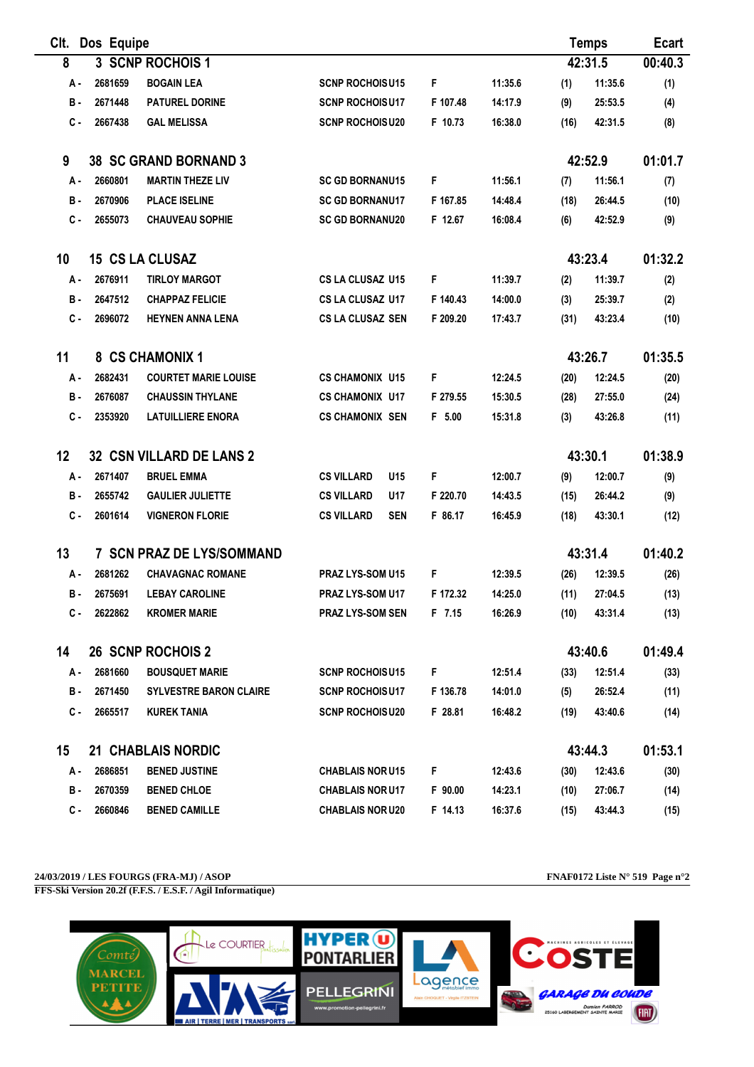| Clt. | Dos | Equipe | | | | | | Temps | Ecart |
|---|---|---|---|---|---|---|---|---|---|
| 8 | 3 | SCNP ROCHOIS 1 | | | | | | 42:31.5 | 00:40.3 |
| A - | 2681659 | BOGAIN LEA | SCNP ROCHOIS U15 | F | 11:35.6 | (1) | 11:35.6 | | (1) |
| B - | 2671448 | PATUREL DORINE | SCNP ROCHOIS U17 | F 107.48 | 14:17.9 | (9) | 25:53.5 | | (4) |
| C - | 2667438 | GAL MELISSA | SCNP ROCHOIS U20 | F 10.73 | 16:38.0 | (16) | 42:31.5 | | (8) |
| 9 | 38 | SC GRAND BORNAND 3 | | | | | | 42:52.9 | 01:01.7 |
| A - | 2660801 | MARTIN THEZE LIV | SC GD BORNANU15 | F | 11:56.1 | (7) | 11:56.1 | | (7) |
| B - | 2670906 | PLACE ISELINE | SC GD BORNANU17 | F 167.85 | 14:48.4 | (18) | 26:44.5 | | (10) |
| C - | 2655073 | CHAUVEAU SOPHIE | SC GD BORNANU20 | F 12.67 | 16:08.4 | (6) | 42:52.9 | | (9) |
| 10 | 15 | CS LA CLUSAZ | | | | | | 43:23.4 | 01:32.2 |
| A - | 2676911 | TIRLOY MARGOT | CS LA CLUSAZ U15 | F | 11:39.7 | (2) | 11:39.7 | | (2) |
| B - | 2647512 | CHAPPAZ FELICIE | CS LA CLUSAZ U17 | F 140.43 | 14:00.0 | (3) | 25:39.7 | | (2) |
| C - | 2696072 | HEYNEN ANNA LENA | CS LA CLUSAZ SEN | F 209.20 | 17:43.7 | (31) | 43:23.4 | | (10) |
| 11 | 8 | CS CHAMONIX 1 | | | | | | 43:26.7 | 01:35.5 |
| A - | 2682431 | COURTET MARIE LOUISE | CS CHAMONIX U15 | F | 12:24.5 | (20) | 12:24.5 | | (20) |
| B - | 2676087 | CHAUSSIN THYLANE | CS CHAMONIX U17 | F 279.55 | 15:30.5 | (28) | 27:55.0 | | (24) |
| C - | 2353920 | LATUILLIERE ENORA | CS CHAMONIX SEN | F 5.00 | 15:31.8 | (3) | 43:26.8 | | (11) |
| 12 | 32 | CSN VILLARD DE LANS 2 | | | | | | 43:30.1 | 01:38.9 |
| A - | 2671407 | BRUEL EMMA | CS VILLARD U15 | F | 12:00.7 | (9) | 12:00.7 | | (9) |
| B - | 2655742 | GAULIER JULIETTE | CS VILLARD U17 | F 220.70 | 14:43.5 | (15) | 26:44.2 | | (9) |
| C - | 2601614 | VIGNERON FLORIE | CS VILLARD SEN | F 86.17 | 16:45.9 | (18) | 43:30.1 | | (12) |
| 13 | 7 | SCN PRAZ DE LYS/SOMMAND | | | | | | 43:31.4 | 01:40.2 |
| A - | 2681262 | CHAVAGNAC ROMANE | PRAZ LYS-SOM U15 | F | 12:39.5 | (26) | 12:39.5 | | (26) |
| B - | 2675691 | LEBAY CAROLINE | PRAZ LYS-SOM U17 | F 172.32 | 14:25.0 | (11) | 27:04.5 | | (13) |
| C - | 2622862 | KROMER MARIE | PRAZ LYS-SOM SEN | F 7.15 | 16:26.9 | (10) | 43:31.4 | | (13) |
| 14 | 26 | SCNP ROCHOIS 2 | | | | | | 43:40.6 | 01:49.4 |
| A - | 2681660 | BOUSQUET MARIE | SCNP ROCHOIS U15 | F | 12:51.4 | (33) | 12:51.4 | | (33) |
| B - | 2671450 | SYLVESTRE BARON CLAIRE | SCNP ROCHOIS U17 | F 136.78 | 14:01.0 | (5) | 26:52.4 | | (11) |
| C - | 2665517 | KUREK TANIA | SCNP ROCHOIS U20 | F 28.81 | 16:48.2 | (19) | 43:40.6 | | (14) |
| 15 | 21 | CHABLAIS NORDIC | | | | | | 43:44.3 | 01:53.1 |
| A - | 2686851 | BENED JUSTINE | CHABLAIS NOR U15 | F | 12:43.6 | (30) | 12:43.6 | | (30) |
| B - | 2670359 | BENED CHLOE | CHABLAIS NOR U17 | F 90.00 | 14:23.1 | (10) | 27:06.7 | | (14) |
| C - | 2660846 | BENED CAMILLE | CHABLAIS NOR U20 | F 14.13 | 16:37.6 | (15) | 43:44.3 | | (15) |

24/03/2019 / LES FOURGS (FRA-MJ) / ASOP — FNAF0172 Liste N° 519

FFS-Ski Version 20.2f (F.F.S. / E.S.F. / Agil Informatique)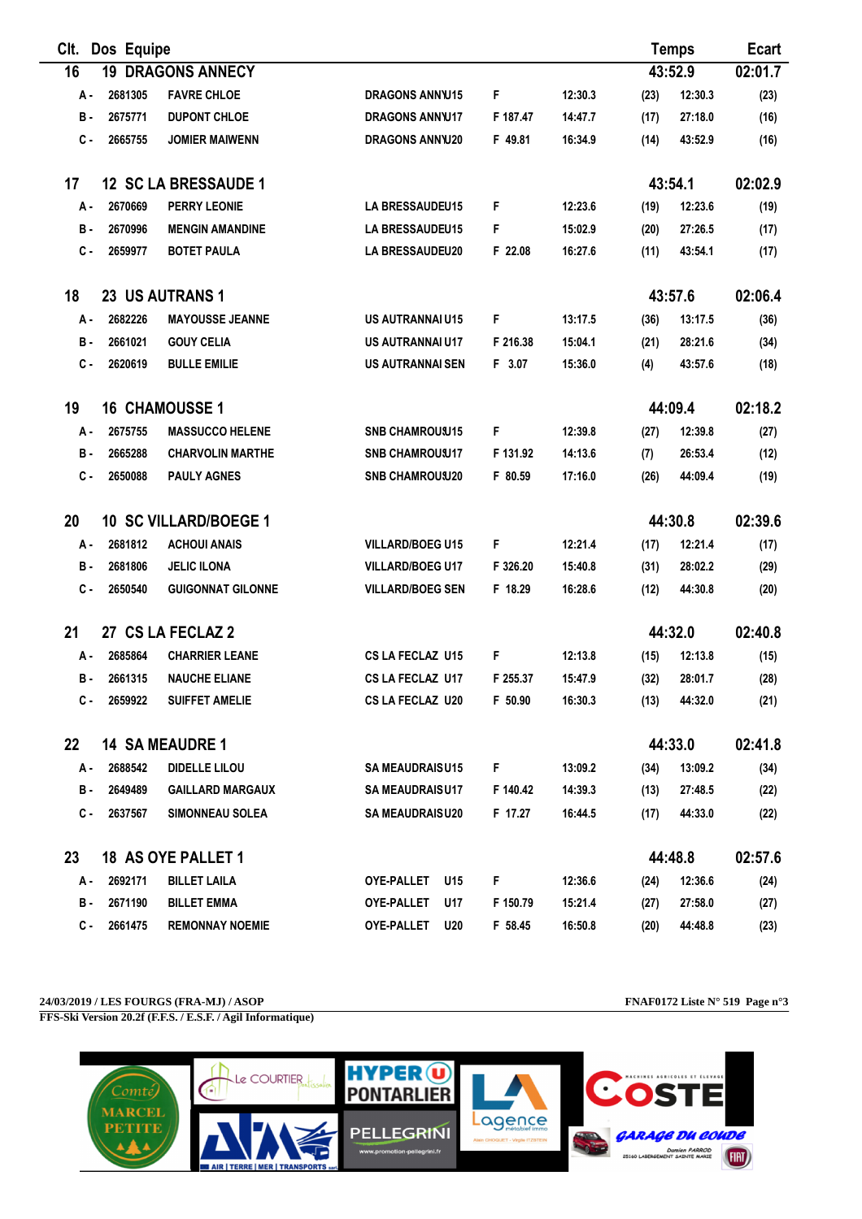| Clt. | Dos | Equipe | | | | | | | Temps | Ecart |
|---|---|---|---|---|---|---|---|---|---|---|
| 16 | 19 | DRAGONS ANNECY | | | | | | | 43:52.9 | 02:01.7 |
| A - | 2681305 | FAVRE CHLOE | DRAGONS ANNU15 | F | | 12:30.3 | (23) | | 12:30.3 | (23) |
| B - | 2675771 | DUPONT CHLOE | DRAGONS ANNU17 | F 187.47 | | 14:47.7 | (17) | | 27:18.0 | (16) |
| C - | 2665755 | JOMIER MAIWENN | DRAGONS ANNU20 | F 49.81 | | 16:34.9 | (14) | | 43:52.9 | (16) |
| 17 | 12 | SC LA BRESSAUDE 1 | | | | | | | 43:54.1 | 02:02.9 |
| A - | 2670669 | PERRY LEONIE | LA BRESSAUDEU15 | F | | 12:23.6 | (19) | | 12:23.6 | (19) |
| B - | 2670996 | MENGIN AMANDINE | LA BRESSAUDEU15 | F | | 15:02.9 | (20) | | 27:26.5 | (17) |
| C - | 2659977 | BOTET PAULA | LA BRESSAUDEU20 | F 22.08 | | 16:27.6 | (11) | | 43:54.1 | (17) |
| 18 | 23 | US AUTRANS 1 | | | | | | | 43:57.6 | 02:06.4 |
| A - | 2682226 | MAYOUSSE JEANNE | US AUTRANNAI U15 | F | | 13:17.5 | (36) | | 13:17.5 | (36) |
| B - | 2661021 | GOUY CELIA | US AUTRANNAI U17 | F 216.38 | | 15:04.1 | (21) | | 28:21.6 | (34) |
| C - | 2620619 | BULLE EMILIE | US AUTRANNAI SEN | F 3.07 | | 15:36.0 | (4) | | 43:57.6 | (18) |
| 19 | 16 | CHAMOUSSE 1 | | | | | | | 44:09.4 | 02:18.2 |
| A - | 2675755 | MASSUCCO HELENE | SNB CHAMROUSU15 | F | | 12:39.8 | (27) | | 12:39.8 | (27) |
| B - | 2665288 | CHARVOLIN MARTHE | SNB CHAMROUSU17 | F 131.92 | | 14:13.6 | (7) | | 26:53.4 | (12) |
| C - | 2650088 | PAULY AGNES | SNB CHAMROUSU20 | F 80.59 | | 17:16.0 | (26) | | 44:09.4 | (19) |
| 20 | 10 | SC VILLARD/BOEGE 1 | | | | | | | 44:30.8 | 02:39.6 |
| A - | 2681812 | ACHOUI ANAIS | VILLARD/BOEG U15 | F | | 12:21.4 | (17) | | 12:21.4 | (17) |
| B - | 2681806 | JELIC ILONA | VILLARD/BOEG U17 | F 326.20 | | 15:40.8 | (31) | | 28:02.2 | (29) |
| C - | 2650540 | GUIGONNAT GILONNE | VILLARD/BOEG SEN | F 18.29 | | 16:28.6 | (12) | | 44:30.8 | (20) |
| 21 | 27 | CS LA FECLAZ 2 | | | | | | | 44:32.0 | 02:40.8 |
| A - | 2685864 | CHARRIER LEANE | CS LA FECLAZ U15 | F | | 12:13.8 | (15) | | 12:13.8 | (15) |
| B - | 2661315 | NAUCHE ELIANE | CS LA FECLAZ U17 | F 255.37 | | 15:47.9 | (32) | | 28:01.7 | (28) |
| C - | 2659922 | SUIFFET AMELIE | CS LA FECLAZ U20 | F 50.90 | | 16:30.3 | (13) | | 44:32.0 | (21) |
| 22 | 14 | SA MEAUDRE 1 | | | | | | | 44:33.0 | 02:41.8 |
| A - | 2688542 | DIDELLE LILOU | SA MEAUDRAISU15 | F | | 13:09.2 | (34) | | 13:09.2 | (34) |
| B - | 2649489 | GAILLARD MARGAUX | SA MEAUDRAISU17 | F 140.42 | | 14:39.3 | (13) | | 27:48.5 | (22) |
| C - | 2637567 | SIMONNEAU SOLEA | SA MEAUDRAISU20 | F 17.27 | | 16:44.5 | (17) | | 44:33.0 | (22) |
| 23 | 18 | AS OYE PALLET 1 | | | | | | | 44:48.8 | 02:57.6 |
| A - | 2692171 | BILLET LAILA | OYE-PALLET U15 | F | | 12:36.6 | (24) | | 12:36.6 | (24) |
| B - | 2671190 | BILLET EMMA | OYE-PALLET U17 | F 150.79 | | 15:21.4 | (27) | | 27:58.0 | (27) |
| C - | 2661475 | REMONNAY NOEMIE | OYE-PALLET U20 | F 58.45 | | 16:50.8 | (20) | | 44:48.8 | (23) |

**24/03/2019 / LES FOURGS (FRA-MJ) / ASOP** — **FNAF0172 Liste N° 519 Page n°3**

**FFS-Ski Version 20.2f (F.F.S. / E.S.F. / Agil Informatique)**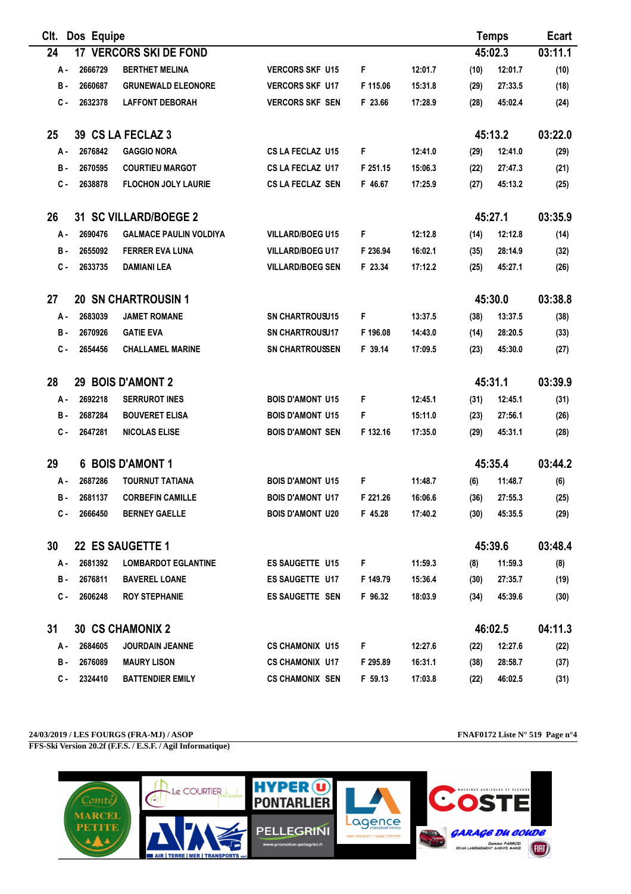| Clt. | Dos | Equipe | | | | | | Temps | Ecart |
|---|---|---|---|---|---|---|---|---|---|
| 24 | 17 | VERCORS SKI DE FOND | | | | | | 45:02.3 | 03:11.1 |
| A - | 2666729 | BERTHET MELINA | VERCORS SKF U15 | F | 12:01.7 | (10) | 12:01.7 | | (10) |
| B - | 2660687 | GRUNEWALD ELEONORE | VERCORS SKF U17 | F 115.06 | 15:31.8 | (29) | 27:33.5 | | (18) |
| C - | 2632378 | LAFFONT DEBORAH | VERCORS SKF SEN | F 23.66 | 17:28.9 | (28) | 45:02.4 | | (24) |
| 25 | 39 | CS LA FECLAZ 3 | | | | | | 45:13.2 | 03:22.0 |
| A - | 2676842 | GAGGIO NORA | CS LA FECLAZ U15 | F | 12:41.0 | (29) | 12:41.0 | | (29) |
| B - | 2670595 | COURTIEU MARGOT | CS LA FECLAZ U17 | F 251.15 | 15:06.3 | (22) | 27:47.3 | | (21) |
| C - | 2638878 | FLOCHON JOLY LAURIE | CS LA FECLAZ SEN | F 46.67 | 17:25.9 | (27) | 45:13.2 | | (25) |
| 26 | 31 | SC VILLARD/BOEGE 2 | | | | | | 45:27.1 | 03:35.9 |
| A - | 2690476 | GALMACE PAULIN VOLDIYA | VILLARD/BOEG U15 | F | 12:12.8 | (14) | 12:12.8 | | (14) |
| B - | 2655092 | FERRER EVA LUNA | VILLARD/BOEG U17 | F 236.94 | 16:02.1 | (35) | 28:14.9 | | (32) |
| C - | 2633735 | DAMIANI LEA | VILLARD/BOEG SEN | F 23.34 | 17:12.2 | (25) | 45:27.1 | | (26) |
| 27 | 20 | SN CHARTROUSIN 1 | | | | | | 45:30.0 | 03:38.8 |
| A - | 2683039 | JAMET ROMANE | SN CHARTROUSU15 | F | 13:37.5 | (38) | 13:37.5 | | (38) |
| B - | 2670926 | GATIE EVA | SN CHARTROUSU17 | F 196.08 | 14:43.0 | (14) | 28:20.5 | | (33) |
| C - | 2654456 | CHALLAMEL MARINE | SN CHARTROUSSEN | F 39.14 | 17:09.5 | (23) | 45:30.0 | | (27) |
| 28 | 29 | BOIS D'AMONT 2 | | | | | | 45:31.1 | 03:39.9 |
| A - | 2692218 | SERRUROT INES | BOIS D'AMONT U15 | F | 12:45.1 | (31) | 12:45.1 | | (31) |
| B - | 2687284 | BOUVERET ELISA | BOIS D'AMONT U15 | F | 15:11.0 | (23) | 27:56.1 | | (26) |
| C - | 2647281 | NICOLAS ELISE | BOIS D'AMONT SEN | F 132.16 | 17:35.0 | (29) | 45:31.1 | | (28) |
| 29 | 6 | BOIS D'AMONT 1 | | | | | | 45:35.4 | 03:44.2 |
| A - | 2687286 | TOURNUT TATIANA | BOIS D'AMONT U15 | F | 11:48.7 | (6) | 11:48.7 | | (6) |
| B - | 2681137 | CORBEFIN CAMILLE | BOIS D'AMONT U17 | F 221.26 | 16:06.6 | (36) | 27:55.3 | | (25) |
| C - | 2666450 | BERNEY GAELLE | BOIS D'AMONT U20 | F 45.28 | 17:40.2 | (30) | 45:35.5 | | (29) |
| 30 | 22 | ES SAUGETTE 1 | | | | | | 45:39.6 | 03:48.4 |
| A - | 2681392 | LOMBARDOT EGLANTINE | ES SAUGETTE U15 | F | 11:59.3 | (8) | 11:59.3 | | (8) |
| B - | 2676811 | BAVEREL LOANE | ES SAUGETTE U17 | F 149.79 | 15:36.4 | (30) | 27:35.7 | | (19) |
| C - | 2606248 | ROY STEPHANIE | ES SAUGETTE SEN | F 96.32 | 18:03.9 | (34) | 45:39.6 | | (30) |
| 31 | 30 | CS CHAMONIX 2 | | | | | | 46:02.5 | 04:11.3 |
| A - | 2684605 | JOURDAIN JEANNE | CS CHAMONIX U15 | F | 12:27.6 | (22) | 12:27.6 | | (22) |
| B - | 2676089 | MAURY LISON | CS CHAMONIX U17 | F 295.89 | 16:31.1 | (38) | 28:58.7 | | (37) |
| C - | 2324410 | BATTENDIER EMILY | CS CHAMONIX SEN | F 59.13 | 17:03.8 | (22) | 46:02.5 | | (31) |

**24/03/2019 / LES FOURGS (FRA-MJ) / ASOP** — **FNAF0172 Liste N° 519**

**FFS-Ski Version 20.2f (F.F.S. / E.S.F. / Agil Informatique)**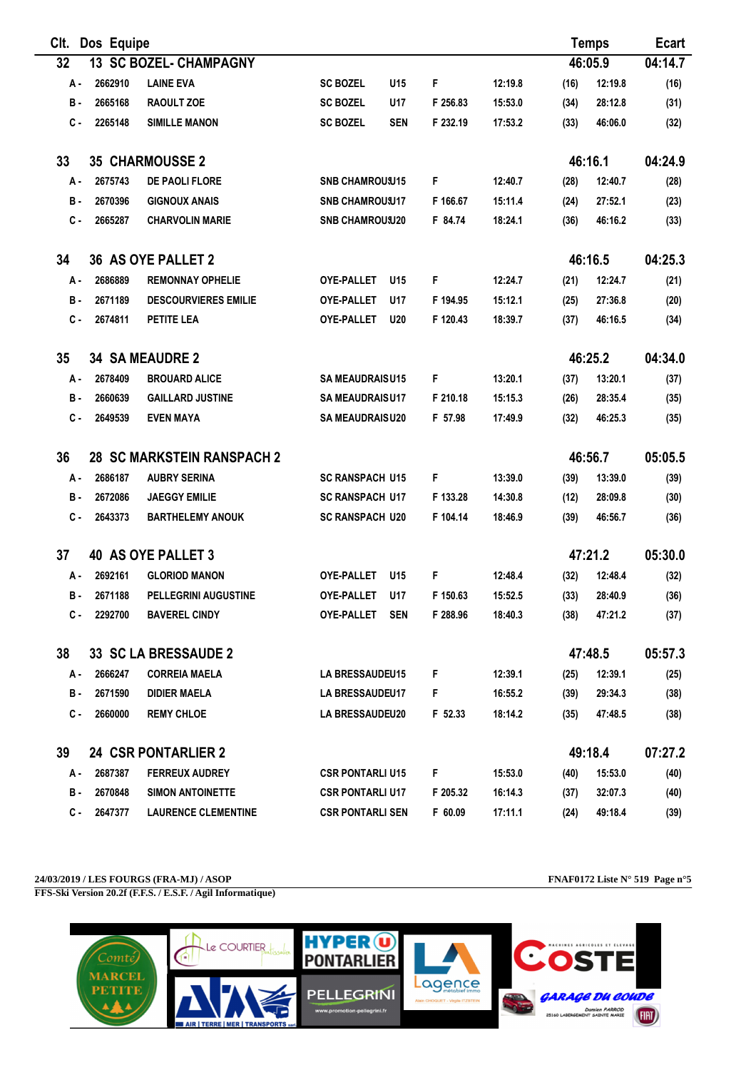| Clt. | Dos | Equipe | | | | | | Temps | Ecart |
|---|---|---|---|---|---|---|---|---|---|
| 32 | 13 | SC BOZEL- CHAMPAGNY | | | | | | 46:05.9 | 04:14.7 |
| A - | 2662910 | LAINE EVA | SC BOZEL | U15 | F | 12:19.8 | (16) | 12:19.8 | (16) |
| B - | 2665168 | RAOULT ZOE | SC BOZEL | U17 | F 256.83 | 15:53.0 | (34) | 28:12.8 | (31) |
| C - | 2265148 | SIMILLE MANON | SC BOZEL | SEN | F 232.19 | 17:53.2 | (33) | 46:06.0 | (32) |
| 33 | 35 | CHARMOUSSE 2 | | | | | | 46:16.1 | 04:24.9 |
| A - | 2675743 | DE PAOLI FLORE | SNB CHAMROUSSE | U15 | F | 12:40.7 | (28) | 12:40.7 | (28) |
| B - | 2670396 | GIGNOUX ANAIS | SNB CHAMROUSSE | U17 | F 166.67 | 15:11.4 | (24) | 27:52.1 | (23) |
| C - | 2665287 | CHARVOLIN MARIE | SNB CHAMROUSSE | U20 | F 84.74 | 18:24.1 | (36) | 46:16.2 | (33) |
| 34 | 36 | AS OYE PALLET 2 | | | | | | 46:16.5 | 04:25.3 |
| A - | 2686889 | REMONNAY OPHELIE | OYE-PALLET | U15 | F | 12:24.7 | (21) | 12:24.7 | (21) |
| B - | 2671189 | DESCOURVIERES EMILIE | OYE-PALLET | U17 | F 194.95 | 15:12.1 | (25) | 27:36.8 | (20) |
| C - | 2674811 | PETITE LEA | OYE-PALLET | U20 | F 120.43 | 18:39.7 | (37) | 46:16.5 | (34) |
| 35 | 34 | SA MEAUDRE 2 | | | | | | 46:25.2 | 04:34.0 |
| A - | 2678409 | BROUARD ALICE | SA MEAUDRAIS | U15 | F | 13:20.1 | (37) | 13:20.1 | (37) |
| B - | 2660639 | GAILLARD JUSTINE | SA MEAUDRAIS | U17 | F 210.18 | 15:15.3 | (26) | 28:35.4 | (35) |
| C - | 2649539 | EVEN MAYA | SA MEAUDRAIS | U20 | F 57.98 | 17:49.9 | (32) | 46:25.3 | (35) |
| 36 | 28 | SC MARKSTEIN RANSPACH 2 | | | | | | 46:56.7 | 05:05.5 |
| A - | 2686187 | AUBRY SERINA | SC RANSPACH | U15 | F | 13:39.0 | (39) | 13:39.0 | (39) |
| B - | 2672086 | JAEGGY EMILIE | SC RANSPACH | U17 | F 133.28 | 14:30.8 | (12) | 28:09.8 | (30) |
| C - | 2643373 | BARTHELEMY ANOUK | SC RANSPACH | U20 | F 104.14 | 18:46.9 | (39) | 46:56.7 | (36) |
| 37 | 40 | AS OYE PALLET 3 | | | | | | 47:21.2 | 05:30.0 |
| A - | 2692161 | GLORIOD MANON | OYE-PALLET | U15 | F | 12:48.4 | (32) | 12:48.4 | (32) |
| B - | 2671188 | PELLEGRINI AUGUSTINE | OYE-PALLET | U17 | F 150.63 | 15:52.5 | (33) | 28:40.9 | (36) |
| C - | 2292700 | BAVEREL CINDY | OYE-PALLET | SEN | F 288.96 | 18:40.3 | (38) | 47:21.2 | (37) |
| 38 | 33 | SC LA BRESSAUDE 2 | | | | | | 47:48.5 | 05:57.3 |
| A - | 2666247 | CORREIA MAELA | LA BRESSAUDE | U15 | F | 12:39.1 | (25) | 12:39.1 | (25) |
| B - | 2671590 | DIDIER MAELA | LA BRESSAUDE | U17 | F | 16:55.2 | (39) | 29:34.3 | (38) |
| C - | 2660000 | REMY CHLOE | LA BRESSAUDE | U20 | F 52.33 | 18:14.2 | (35) | 47:48.5 | (38) |
| 39 | 24 | CSR PONTARLIER 2 | | | | | | 49:18.4 | 07:27.2 |
| A - | 2687387 | FERREUX AUDREY | CSR PONTARLI | U15 | F | 15:53.0 | (40) | 15:53.0 | (40) |
| B - | 2670848 | SIMON ANTOINETTE | CSR PONTARLI | U17 | F 205.32 | 16:14.3 | (37) | 32:07.3 | (40) |
| C - | 2647377 | LAURENCE CLEMENTINE | CSR PONTARLI | SEN | F 60.09 | 17:11.1 | (24) | 49:18.4 | (39) |

**24/03/2019 / LES FOURGS (FRA-MJ) / ASOP** — **FNAF0172 Liste N° 519 Page n°5**

**FFS-Ski Version 20.2f (F.F.S. / E.S.F. / Agil Informatique)**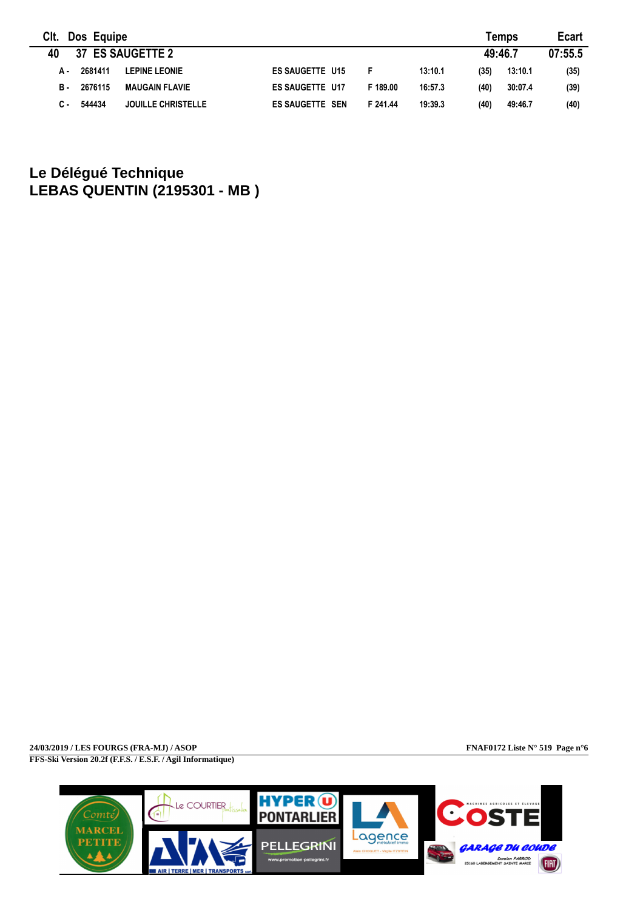| Clt. | Dos | Equipe | | | | | | | Temps | Ecart |
|---|---|---|---|---|---|---|---|---|---|---|
| 40 | 37 | ES SAUGETTE 2 | | | | | | | 49:46.7 | 07:55.5 |
| A - | 2681411 | LEPINE LEONIE | ES SAUGETTE | U15 | F | 13:10.1 | (35) | 13:10.1 | | (35) |
| B - | 2676115 | MAUGAIN FLAVIE | ES SAUGETTE | U17 | F 189.00 | 16:57.3 | (40) | 30:07.4 | | (39) |
| C - | 544434 | JOUILLE CHRISTELLE | ES SAUGETTE | SEN | F 241.44 | 19:39.3 | (40) | 49:46.7 | | (40) |

**Le Délégué Technique**
**LEBAS QUENTIN (2195301 - MB )**

24/03/2019 / LES FOURGS (FRA-MJ) / ASOP — FNAF0172 Liste N° 519 Page n°6

FFS-Ski Version 20.2f (F.F.S. / E.S.F. / Agil Informatique)